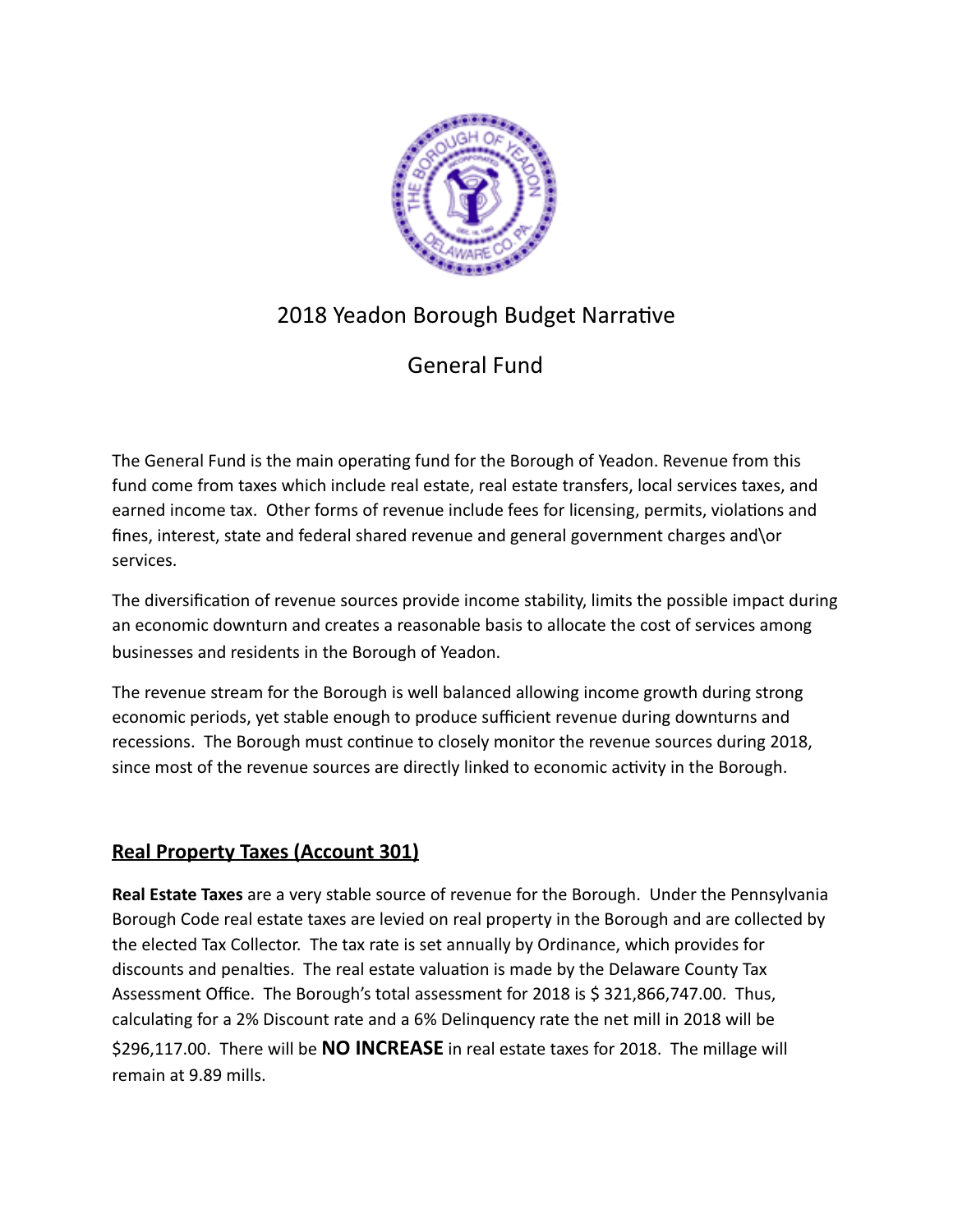# 2018 Yeadon Borough Budget Narrative

## General Fund

The General Fund is the main operating fund for the Borough of Yeadon. Revenue from this fund come from taxes which include real estate, real estate transfers, local services taxes, and earned income tax. Other forms of revenue include fees for licensing, permits, violations and fines, interest, state and federal shared revenue and general government charges and\or services.

The diversification of revenue sources provide income stability, limits the possible impact during an economic downturn and creates a reasonable basis to allocate the cost of services among businesses and residents in the Borough of Yeadon.

The revenue stream for the Borough is well balanced allowing income growth during strong economic periods, yet stable enough to produce sufficient revenue during downturns and recessions. The Borough must continue to closely monitor the revenue sources during 2018, since most of the revenue sources are directly linked to economic activity in the Borough.

### Real Property Taxes (Account 301)

**Real Estate Taxes** are a very stable source of revenue for the Borough. Under the Pennsylvania Borough Code real estate taxes are levied on real property in the Borough and are collected by the elected Tax Collector. The tax rate is set annually by Ordinance, which provides for discounts and penalties. The real estate valuation is made by the Delaware County Tax Assessment Office. The Borough's total assessment for 2018 is $ 321,866,747.00. Thus, calculating for a 2% Discount rate and a 6% Delinquency rate the net mill in 2018 will be $296,117.00. There will be **NO INCREASE** in real estate taxes for 2018. The millage will remain at 9.89 mills.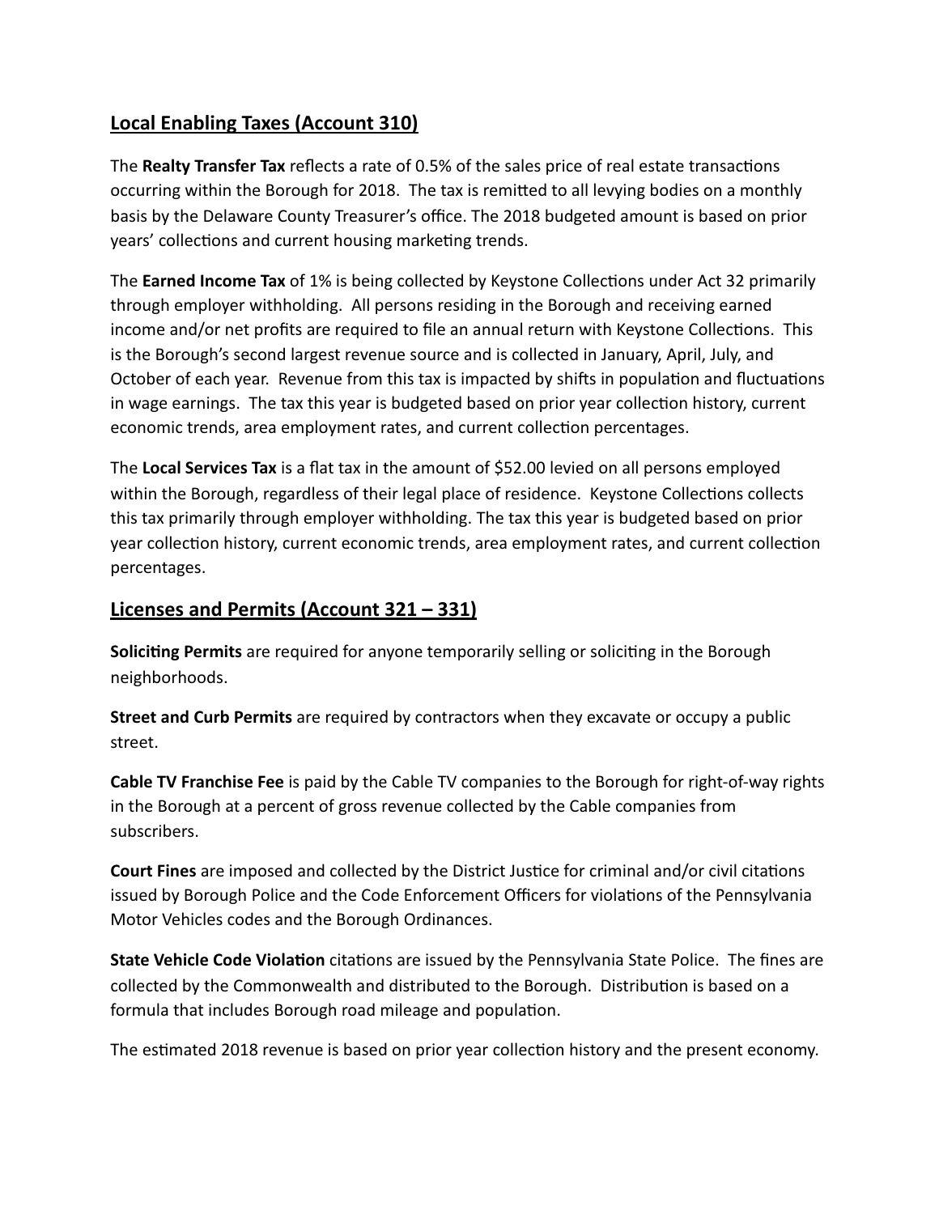## Local Enabling Taxes (Account 310)

The **Realty Transfer Tax** reflects a rate of 0.5% of the sales price of real estate transactions occurring within the Borough for 2018. The tax is remitted to all levying bodies on a monthly basis by the Delaware County Treasurer's office. The 2018 budgeted amount is based on prior years' collections and current housing marketing trends.

The **Earned Income Tax** of 1% is being collected by Keystone Collections under Act 32 primarily through employer withholding. All persons residing in the Borough and receiving earned income and/or net profits are required to file an annual return with Keystone Collections. This is the Borough's second largest revenue source and is collected in January, April, July, and October of each year. Revenue from this tax is impacted by shifts in population and fluctuations in wage earnings. The tax this year is budgeted based on prior year collection history, current economic trends, area employment rates, and current collection percentages.

The **Local Services Tax** is a flat tax in the amount of $52.00 levied on all persons employed within the Borough, regardless of their legal place of residence. Keystone Collections collects this tax primarily through employer withholding. The tax this year is budgeted based on prior year collection history, current economic trends, area employment rates, and current collection percentages.

## Licenses and Permits (Account 321 – 331)

**Soliciting Permits** are required for anyone temporarily selling or soliciting in the Borough neighborhoods.

**Street and Curb Permits** are required by contractors when they excavate or occupy a public street.

**Cable TV Franchise Fee** is paid by the Cable TV companies to the Borough for right-of-way rights in the Borough at a percent of gross revenue collected by the Cable companies from subscribers.

**Court Fines** are imposed and collected by the District Justice for criminal and/or civil citations issued by Borough Police and the Code Enforcement Officers for violations of the Pennsylvania Motor Vehicles codes and the Borough Ordinances.

**State Vehicle Code Violation** citations are issued by the Pennsylvania State Police. The fines are collected by the Commonwealth and distributed to the Borough. Distribution is based on a formula that includes Borough road mileage and population.

The estimated 2018 revenue is based on prior year collection history and the present economy.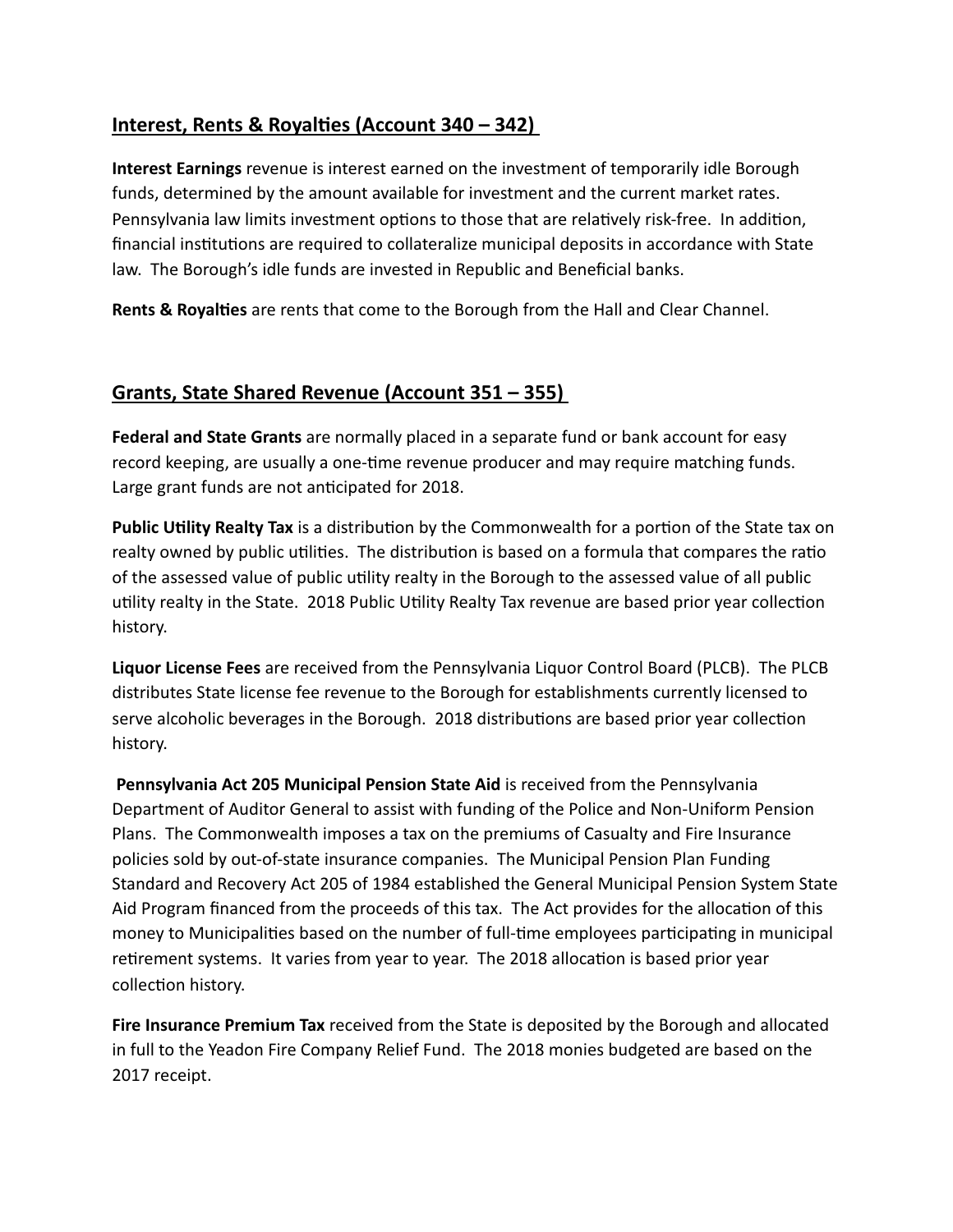## Interest, Rents & Royalties (Account 340 – 342)

**Interest Earnings** revenue is interest earned on the investment of temporarily idle Borough funds, determined by the amount available for investment and the current market rates. Pennsylvania law limits investment options to those that are relatively risk-free. In addition, financial institutions are required to collateralize municipal deposits in accordance with State law. The Borough's idle funds are invested in Republic and Beneficial banks.

**Rents & Royalties** are rents that come to the Borough from the Hall and Clear Channel.

## Grants, State Shared Revenue (Account 351 – 355)

**Federal and State Grants** are normally placed in a separate fund or bank account for easy record keeping, are usually a one-time revenue producer and may require matching funds. Large grant funds are not anticipated for 2018.

**Public Utility Realty Tax** is a distribution by the Commonwealth for a portion of the State tax on realty owned by public utilities. The distribution is based on a formula that compares the ratio of the assessed value of public utility realty in the Borough to the assessed value of all public utility realty in the State. 2018 Public Utility Realty Tax revenue are based prior year collection history.

**Liquor License Fees** are received from the Pennsylvania Liquor Control Board (PLCB). The PLCB distributes State license fee revenue to the Borough for establishments currently licensed to serve alcoholic beverages in the Borough. 2018 distributions are based prior year collection history.

**Pennsylvania Act 205 Municipal Pension State Aid** is received from the Pennsylvania Department of Auditor General to assist with funding of the Police and Non-Uniform Pension Plans. The Commonwealth imposes a tax on the premiums of Casualty and Fire Insurance policies sold by out-of-state insurance companies. The Municipal Pension Plan Funding Standard and Recovery Act 205 of 1984 established the General Municipal Pension System State Aid Program financed from the proceeds of this tax. The Act provides for the allocation of this money to Municipalities based on the number of full-time employees participating in municipal retirement systems. It varies from year to year. The 2018 allocation is based prior year collection history.

**Fire Insurance Premium Tax** received from the State is deposited by the Borough and allocated in full to the Yeadon Fire Company Relief Fund. The 2018 monies budgeted are based on the 2017 receipt.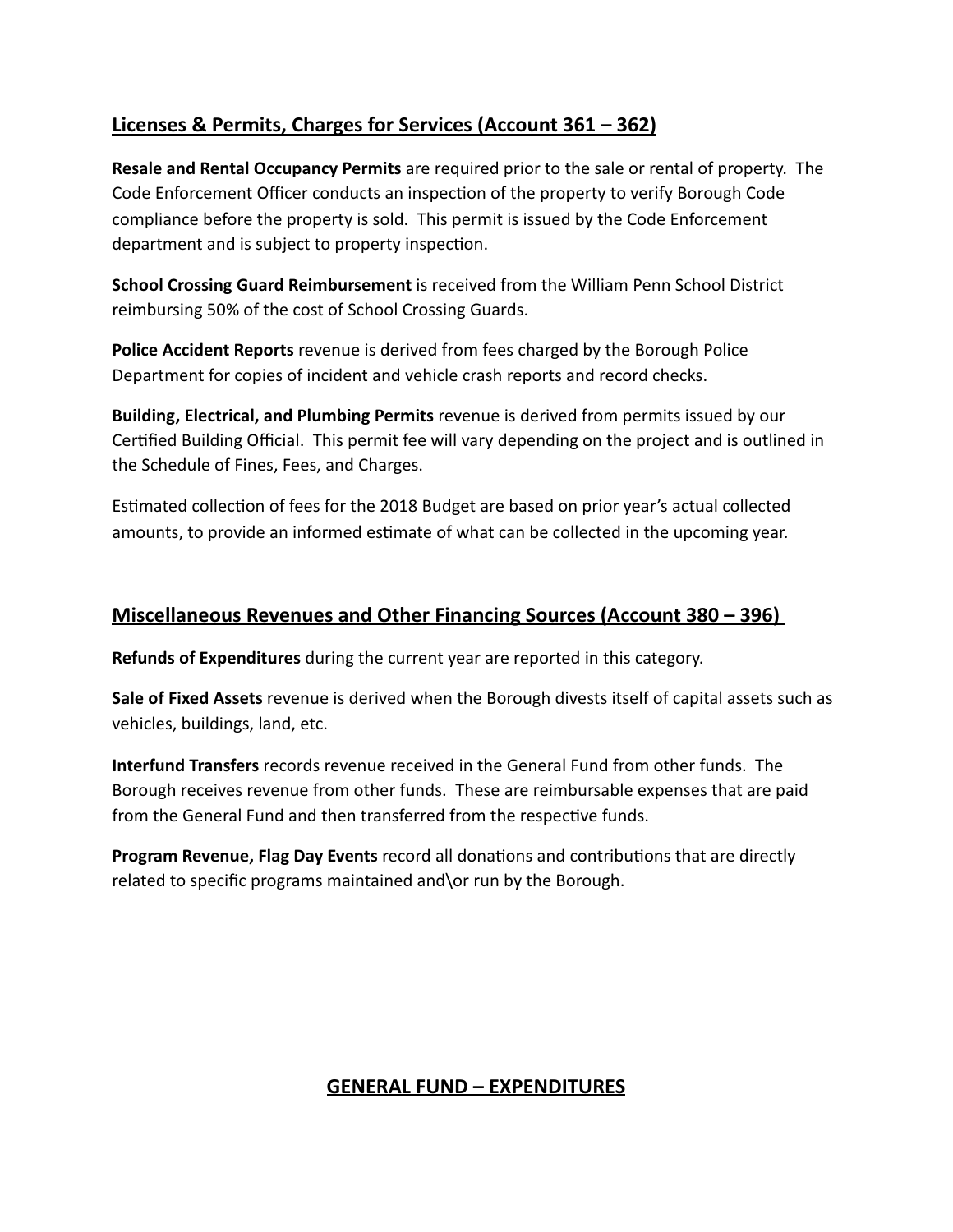## Licenses & Permits, Charges for Services (Account 361 – 362)

**Resale and Rental Occupancy Permits** are required prior to the sale or rental of property. The Code Enforcement Officer conducts an inspection of the property to verify Borough Code compliance before the property is sold. This permit is issued by the Code Enforcement department and is subject to property inspection.

**School Crossing Guard Reimbursement** is received from the William Penn School District reimbursing 50% of the cost of School Crossing Guards.

**Police Accident Reports** revenue is derived from fees charged by the Borough Police Department for copies of incident and vehicle crash reports and record checks.

**Building, Electrical, and Plumbing Permits** revenue is derived from permits issued by our Certified Building Official. This permit fee will vary depending on the project and is outlined in the Schedule of Fines, Fees, and Charges.

Estimated collection of fees for the 2018 Budget are based on prior year's actual collected amounts, to provide an informed estimate of what can be collected in the upcoming year.

## Miscellaneous Revenues and Other Financing Sources (Account 380 – 396)

**Refunds of Expenditures** during the current year are reported in this category.

**Sale of Fixed Assets** revenue is derived when the Borough divests itself of capital assets such as vehicles, buildings, land, etc.

**Interfund Transfers** records revenue received in the General Fund from other funds. The Borough receives revenue from other funds. These are reimbursable expenses that are paid from the General Fund and then transferred from the respective funds.

**Program Revenue, Flag Day Events** record all donations and contributions that are directly related to specific programs maintained and\or run by the Borough.

## GENERAL FUND – EXPENDITURES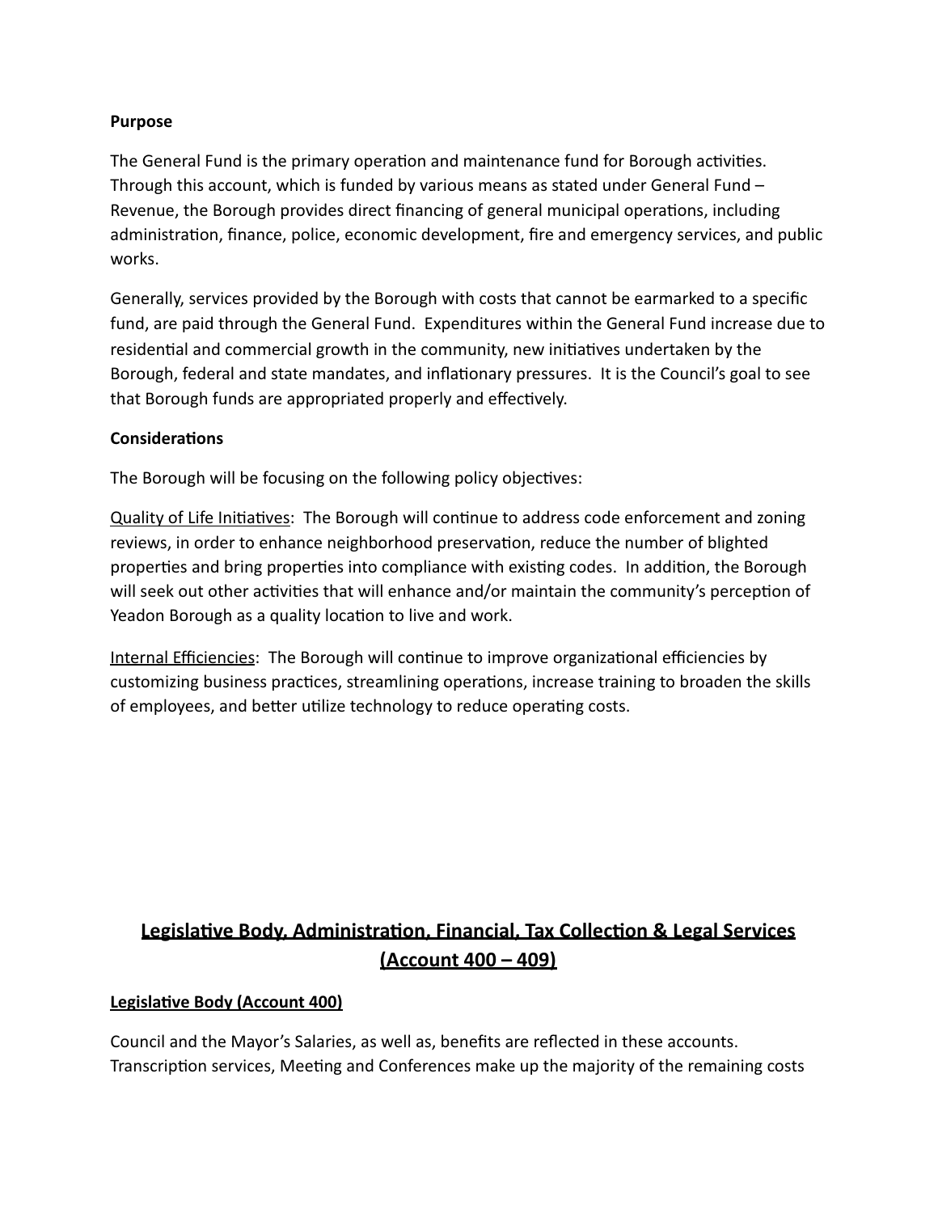**Purpose**

The General Fund is the primary operation and maintenance fund for Borough activities. Through this account, which is funded by various means as stated under General Fund – Revenue, the Borough provides direct financing of general municipal operations, including administration, finance, police, economic development, fire and emergency services, and public works.

Generally, services provided by the Borough with costs that cannot be earmarked to a specific fund, are paid through the General Fund. Expenditures within the General Fund increase due to residential and commercial growth in the community, new initiatives undertaken by the Borough, federal and state mandates, and inflationary pressures. It is the Council's goal to see that Borough funds are appropriated properly and effectively.

**Considerations**

The Borough will be focusing on the following policy objectives:

<u>Quality of Life Initiatives</u>: The Borough will continue to address code enforcement and zoning reviews, in order to enhance neighborhood preservation, reduce the number of blighted properties and bring properties into compliance with existing codes. In addition, the Borough will seek out other activities that will enhance and/or maintain the community's perception of Yeadon Borough as a quality location to live and work.

<u>Internal Efficiencies</u>: The Borough will continue to improve organizational efficiencies by customizing business practices, streamlining operations, increase training to broaden the skills of employees, and better utilize technology to reduce operating costs.

## <u>Legislative Body, Administration, Financial, Tax Collection & Legal Services (Account 400 – 409)</u>

### <u>Legislative Body (Account 400)</u>

Council and the Mayor's Salaries, as well as, benefits are reflected in these accounts. Transcription services, Meeting and Conferences make up the majority of the remaining costs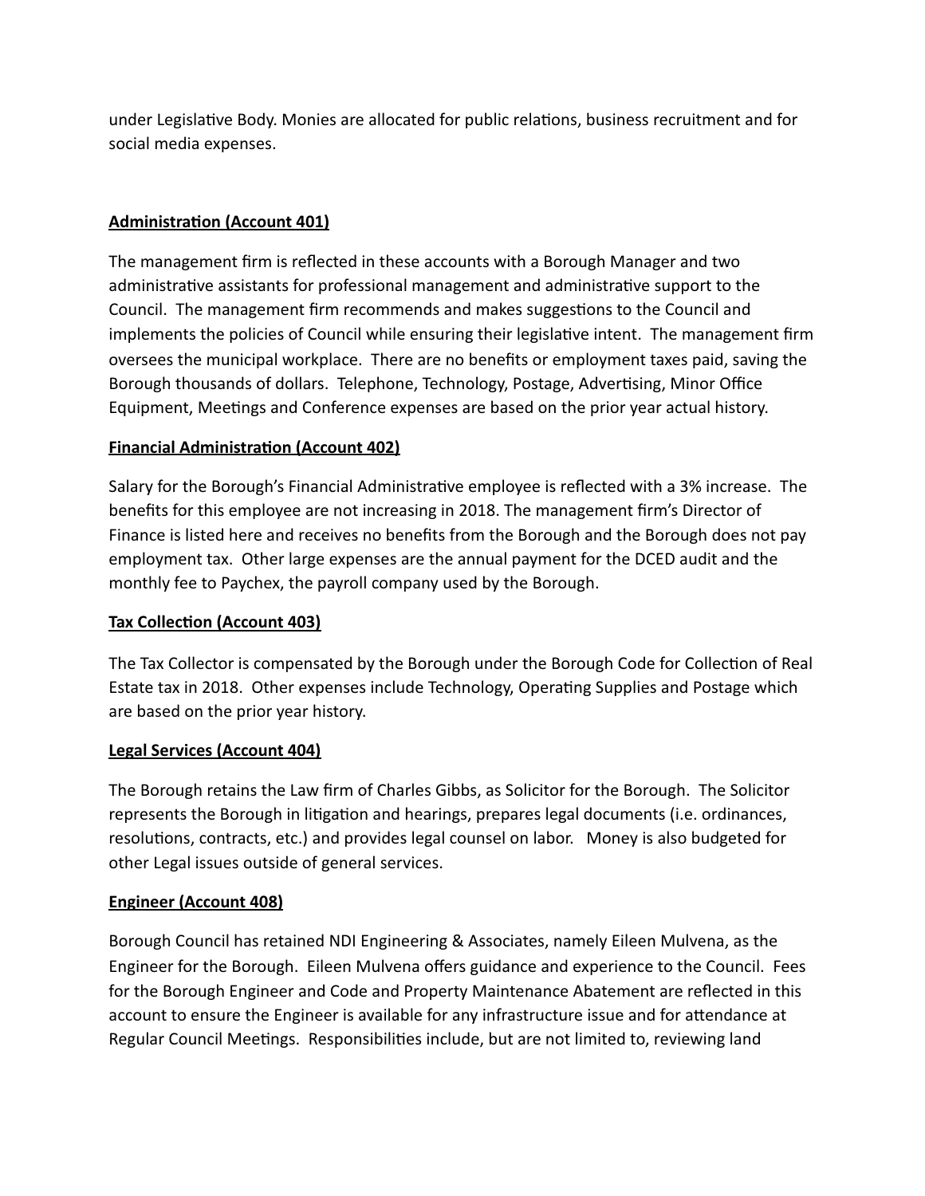under Legislative Body. Monies are allocated for public relations, business recruitment and for social media expenses.

**Administration (Account 401)**

The management firm is reflected in these accounts with a Borough Manager and two administrative assistants for professional management and administrative support to the Council. The management firm recommends and makes suggestions to the Council and implements the policies of Council while ensuring their legislative intent. The management firm oversees the municipal workplace. There are no benefits or employment taxes paid, saving the Borough thousands of dollars. Telephone, Technology, Postage, Advertising, Minor Office Equipment, Meetings and Conference expenses are based on the prior year actual history.

**Financial Administration (Account 402)**

Salary for the Borough's Financial Administrative employee is reflected with a 3% increase. The benefits for this employee are not increasing in 2018. The management firm's Director of Finance is listed here and receives no benefits from the Borough and the Borough does not pay employment tax. Other large expenses are the annual payment for the DCED audit and the monthly fee to Paychex, the payroll company used by the Borough.

**Tax Collection (Account 403)**

The Tax Collector is compensated by the Borough under the Borough Code for Collection of Real Estate tax in 2018. Other expenses include Technology, Operating Supplies and Postage which are based on the prior year history.

**Legal Services (Account 404)**

The Borough retains the Law firm of Charles Gibbs, as Solicitor for the Borough. The Solicitor represents the Borough in litigation and hearings, prepares legal documents (i.e. ordinances, resolutions, contracts, etc.) and provides legal counsel on labor. Money is also budgeted for other Legal issues outside of general services.

**Engineer (Account 408)**

Borough Council has retained NDI Engineering & Associates, namely Eileen Mulvena, as the Engineer for the Borough. Eileen Mulvena offers guidance and experience to the Council. Fees for the Borough Engineer and Code and Property Maintenance Abatement are reflected in this account to ensure the Engineer is available for any infrastructure issue and for attendance at Regular Council Meetings. Responsibilities include, but are not limited to, reviewing land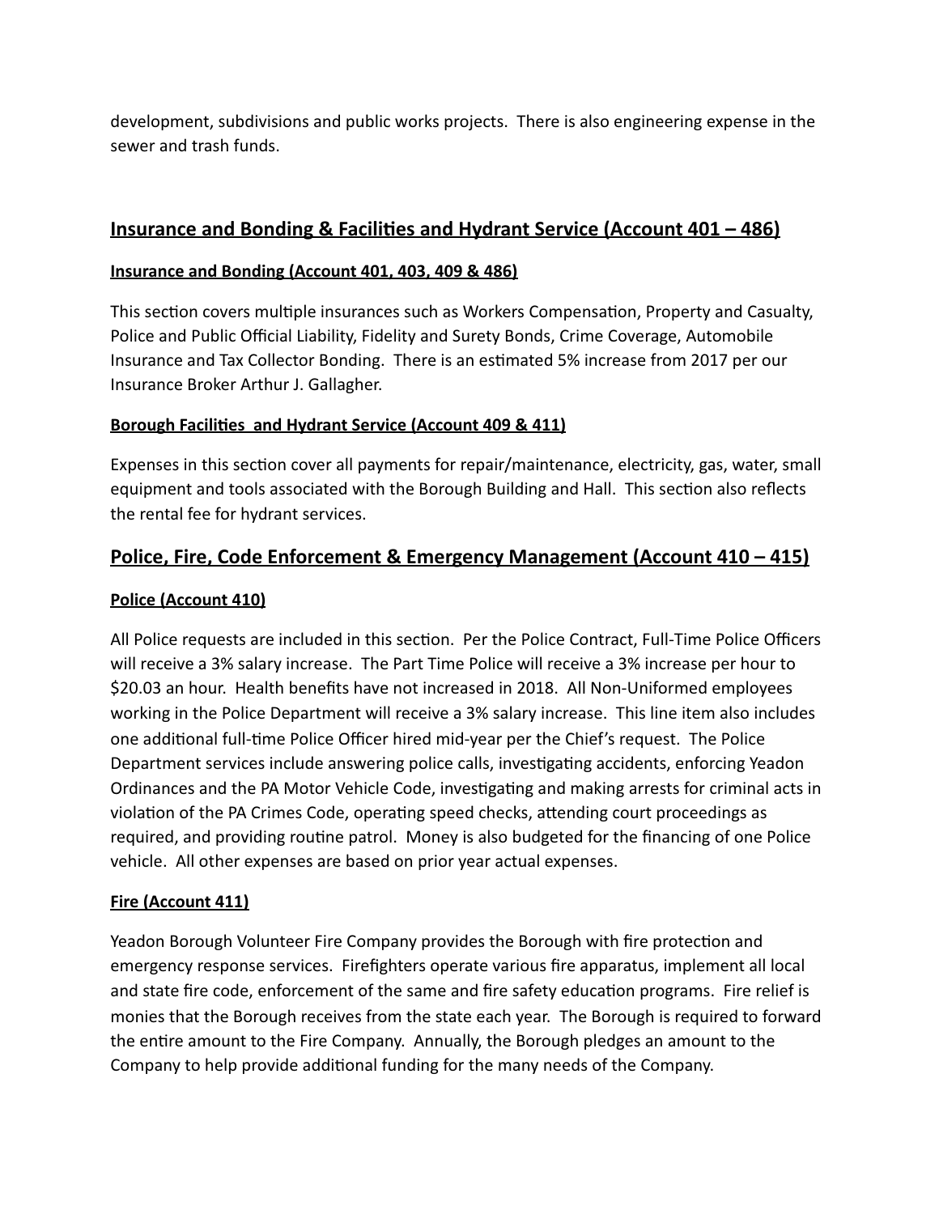development, subdivisions and public works projects. There is also engineering expense in the sewer and trash funds.

## Insurance and Bonding & Facilities and Hydrant Service (Account 401 – 486)

### Insurance and Bonding (Account 401, 403, 409 & 486)

This section covers multiple insurances such as Workers Compensation, Property and Casualty, Police and Public Official Liability, Fidelity and Surety Bonds, Crime Coverage, Automobile Insurance and Tax Collector Bonding. There is an estimated 5% increase from 2017 per our Insurance Broker Arthur J. Gallagher.

### Borough Facilities and Hydrant Service (Account 409 & 411)

Expenses in this section cover all payments for repair/maintenance, electricity, gas, water, small equipment and tools associated with the Borough Building and Hall. This section also reflects the rental fee for hydrant services.

## Police, Fire, Code Enforcement & Emergency Management (Account 410 – 415)

### Police (Account 410)

All Police requests are included in this section. Per the Police Contract, Full-Time Police Officers will receive a 3% salary increase. The Part Time Police will receive a 3% increase per hour to $20.03 an hour. Health benefits have not increased in 2018. All Non-Uniformed employees working in the Police Department will receive a 3% salary increase. This line item also includes one additional full-time Police Officer hired mid-year per the Chief's request. The Police Department services include answering police calls, investigating accidents, enforcing Yeadon Ordinances and the PA Motor Vehicle Code, investigating and making arrests for criminal acts in violation of the PA Crimes Code, operating speed checks, attending court proceedings as required, and providing routine patrol. Money is also budgeted for the financing of one Police vehicle. All other expenses are based on prior year actual expenses.

### Fire (Account 411)

Yeadon Borough Volunteer Fire Company provides the Borough with fire protection and emergency response services. Firefighters operate various fire apparatus, implement all local and state fire code, enforcement of the same and fire safety education programs. Fire relief is monies that the Borough receives from the state each year. The Borough is required to forward the entire amount to the Fire Company. Annually, the Borough pledges an amount to the Company to help provide additional funding for the many needs of the Company.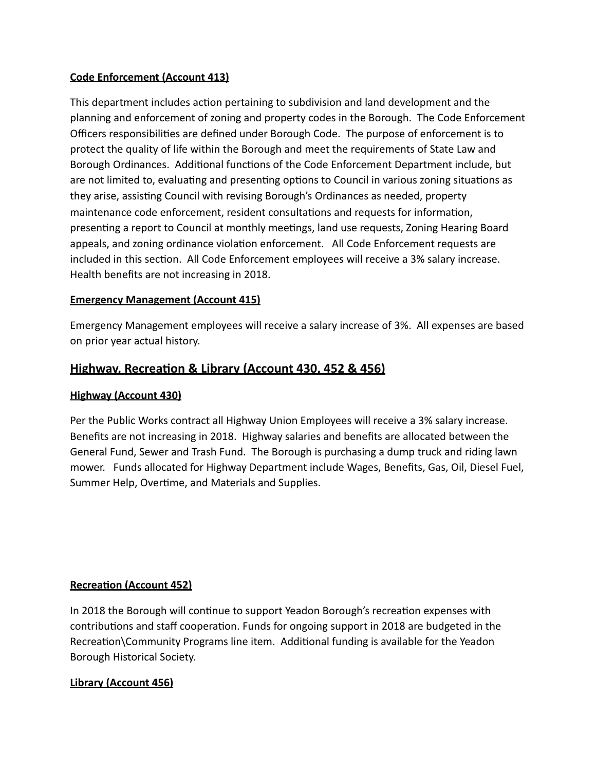### Code Enforcement (Account 413)

This department includes action pertaining to subdivision and land development and the planning and enforcement of zoning and property codes in the Borough. The Code Enforcement Officers responsibilities are defined under Borough Code. The purpose of enforcement is to protect the quality of life within the Borough and meet the requirements of State Law and Borough Ordinances. Additional functions of the Code Enforcement Department include, but are not limited to, evaluating and presenting options to Council in various zoning situations as they arise, assisting Council with revising Borough's Ordinances as needed, property maintenance code enforcement, resident consultations and requests for information, presenting a report to Council at monthly meetings, land use requests, Zoning Hearing Board appeals, and zoning ordinance violation enforcement. All Code Enforcement requests are included in this section. All Code Enforcement employees will receive a 3% salary increase. Health benefits are not increasing in 2018.

### Emergency Management (Account 415)

Emergency Management employees will receive a salary increase of 3%. All expenses are based on prior year actual history.

## Highway, Recreation & Library (Account 430, 452 & 456)

### Highway (Account 430)

Per the Public Works contract all Highway Union Employees will receive a 3% salary increase. Benefits are not increasing in 2018. Highway salaries and benefits are allocated between the General Fund, Sewer and Trash Fund. The Borough is purchasing a dump truck and riding lawn mower. Funds allocated for Highway Department include Wages, Benefits, Gas, Oil, Diesel Fuel, Summer Help, Overtime, and Materials and Supplies.

### Recreation (Account 452)

In 2018 the Borough will continue to support Yeadon Borough's recreation expenses with contributions and staff cooperation. Funds for ongoing support in 2018 are budgeted in the Recreation\Community Programs line item. Additional funding is available for the Yeadon Borough Historical Society.

### Library (Account 456)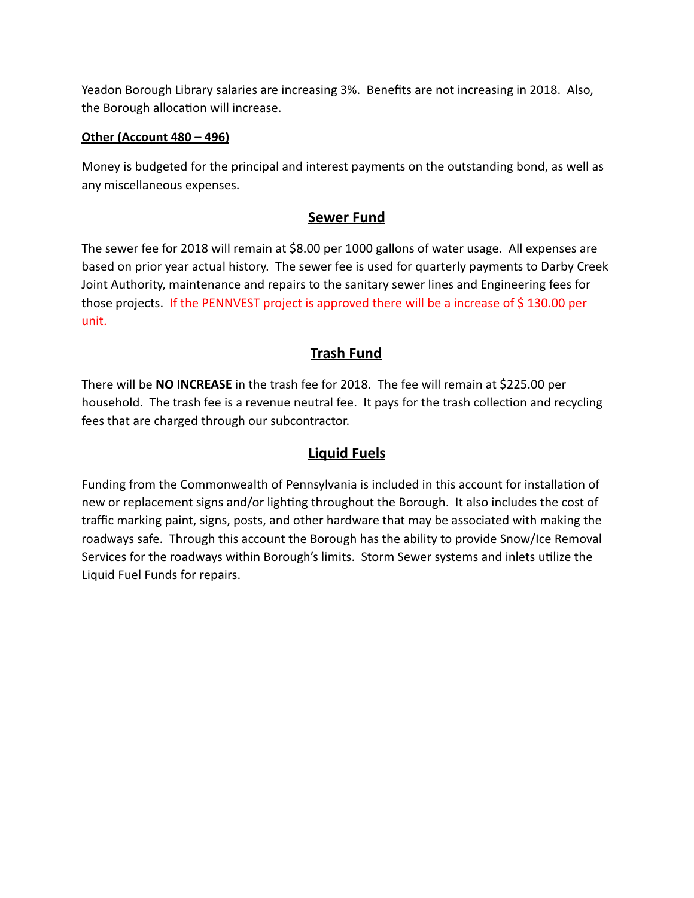Yeadon Borough Library salaries are increasing 3%. Benefits are not increasing in 2018. Also, the Borough allocation will increase.

**Other (Account 480 – 496)**

Money is budgeted for the principal and interest payments on the outstanding bond, as well as any miscellaneous expenses.

## Sewer Fund

The sewer fee for 2018 will remain at $8.00 per 1000 gallons of water usage. All expenses are based on prior year actual history. The sewer fee is used for quarterly payments to Darby Creek Joint Authority, maintenance and repairs to the sanitary sewer lines and Engineering fees for those projects. If the PENNVEST project is approved there will be a increase of $ 130.00 per unit.

## Trash Fund

There will be **NO INCREASE** in the trash fee for 2018. The fee will remain at $225.00 per household. The trash fee is a revenue neutral fee. It pays for the trash collection and recycling fees that are charged through our subcontractor.

## Liquid Fuels

Funding from the Commonwealth of Pennsylvania is included in this account for installation of new or replacement signs and/or lighting throughout the Borough. It also includes the cost of traffic marking paint, signs, posts, and other hardware that may be associated with making the roadways safe. Through this account the Borough has the ability to provide Snow/Ice Removal Services for the roadways within Borough's limits. Storm Sewer systems and inlets utilize the Liquid Fuel Funds for repairs.